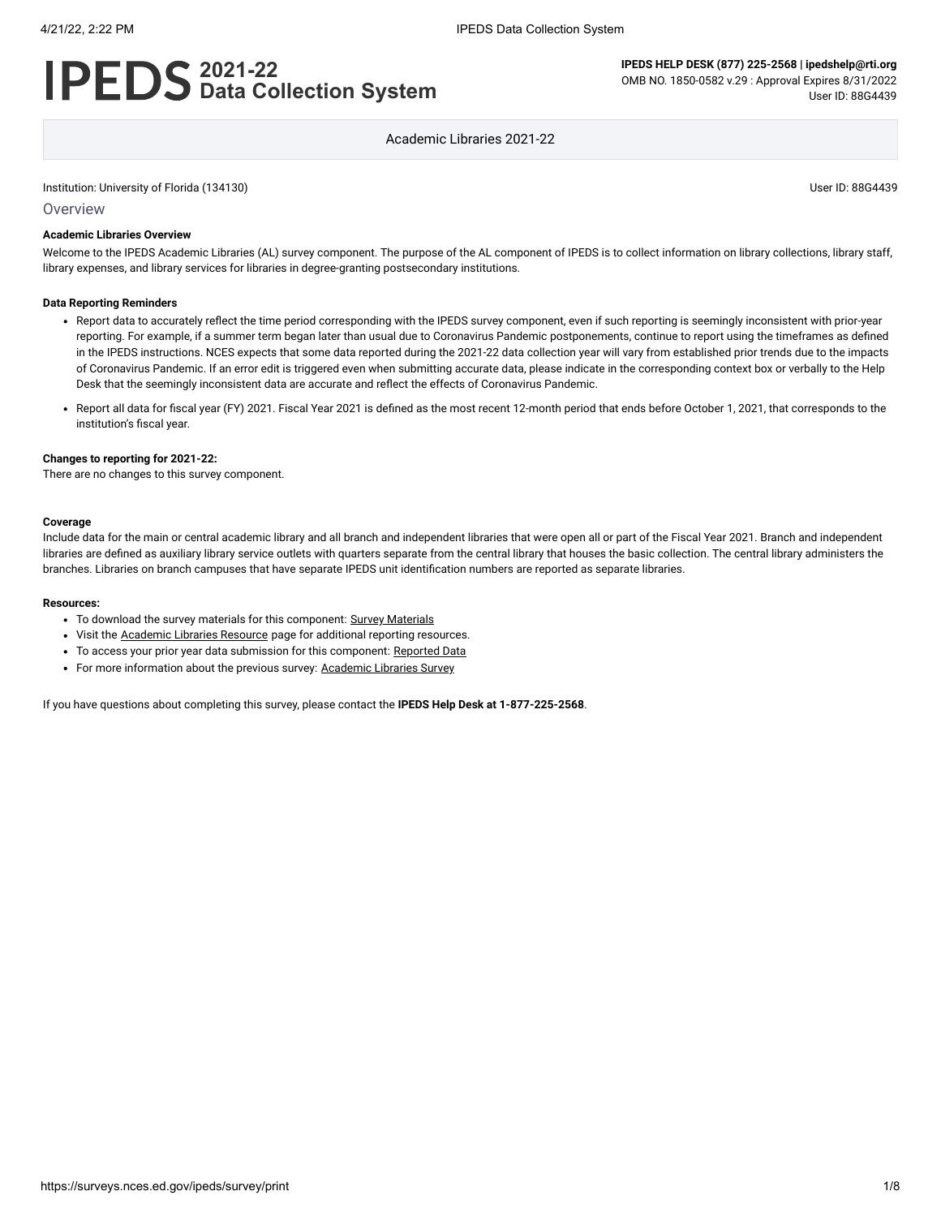# IPEDS 2021-22 Data Collection System

**IPEDS HELP DESK (877) 225-2568 | ipedshelp@rti.org**
OMB NO. 1850-0582 v.29 : Approval Expires 8/31/2022
User ID: 88G4439

Academic Libraries 2021-22

Institution: University of Florida (134130)

User ID: 88G4439

## Overview

**Academic Libraries Overview**

Welcome to the IPEDS Academic Libraries (AL) survey component. The purpose of the AL component of IPEDS is to collect information on library collections, library staff, library expenses, and library services for libraries in degree-granting postsecondary institutions.

**Data Reporting Reminders**

- Report data to accurately reflect the time period corresponding with the IPEDS survey component, even if such reporting is seemingly inconsistent with prior-year reporting. For example, if a summer term began later than usual due to Coronavirus Pandemic postponements, continue to report using the timeframes as defined in the IPEDS instructions. NCES expects that some data reported during the 2021-22 data collection year will vary from established prior trends due to the impacts of Coronavirus Pandemic. If an error edit is triggered even when submitting accurate data, please indicate in the corresponding context box or verbally to the Help Desk that the seemingly inconsistent data are accurate and reflect the effects of Coronavirus Pandemic.
- Report all data for fiscal year (FY) 2021. Fiscal Year 2021 is defined as the most recent 12-month period that ends before October 1, 2021, that corresponds to the institution's fiscal year.

**Changes to reporting for 2021-22:**
There are no changes to this survey component.

**Coverage**
Include data for the main or central academic library and all branch and independent libraries that were open all or part of the Fiscal Year 2021. Branch and independent libraries are defined as auxiliary library service outlets with quarters separate from the central library that houses the basic collection. The central library administers the branches. Libraries on branch campuses that have separate IPEDS unit identification numbers are reported as separate libraries.

**Resources:**

- To download the survey materials for this component: Survey Materials
- Visit the Academic Libraries Resource page for additional reporting resources.
- To access your prior year data submission for this component: Reported Data
- For more information about the previous survey: Academic Libraries Survey

If you have questions about completing this survey, please contact the **IPEDS Help Desk at 1-877-225-2568**.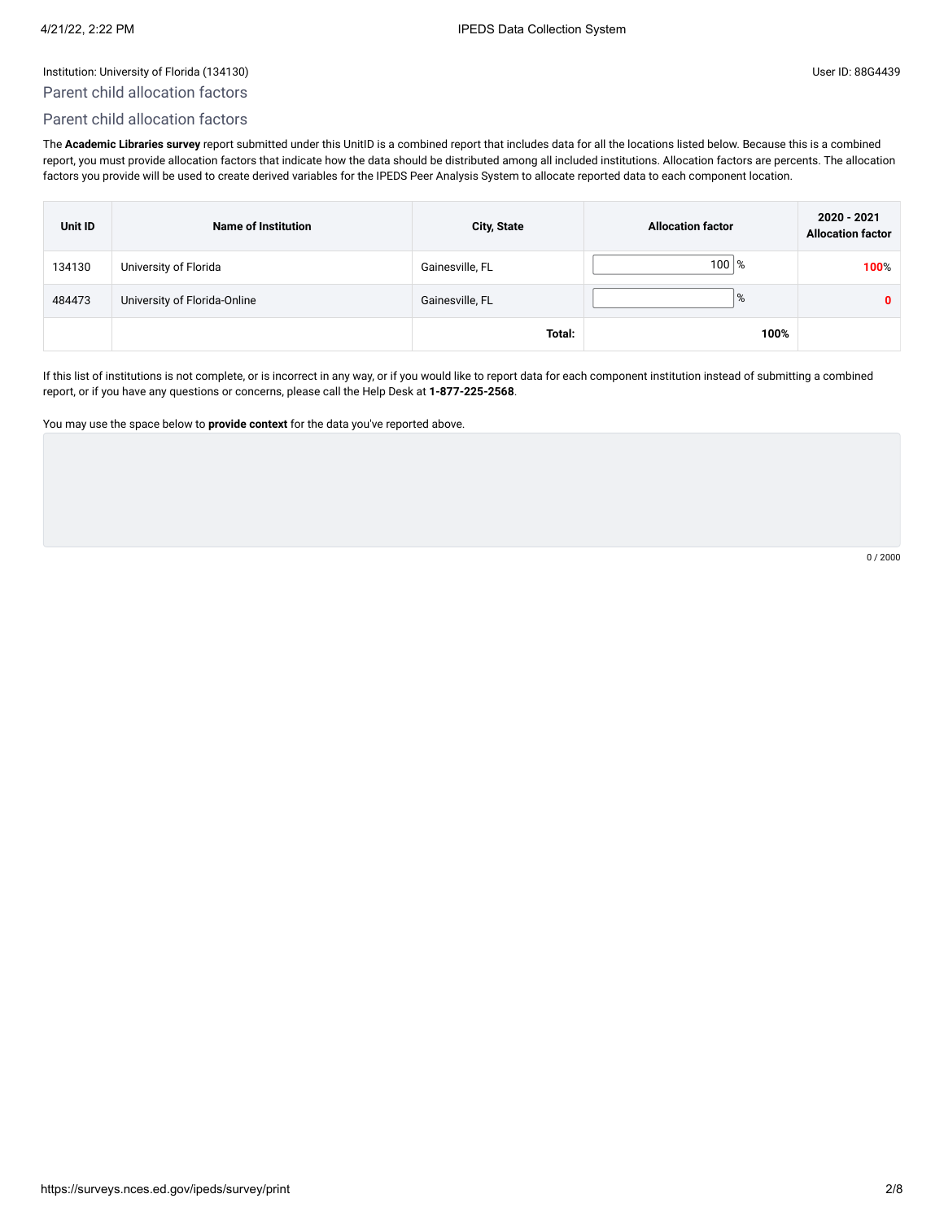Institution: University of Florida (134130)

User ID: 88G4439

## Parent child allocation factors

### Parent child allocation factors

The **Academic Libraries survey** report submitted under this UnitID is a combined report that includes data for all the locations listed below. Because this is a combined report, you must provide allocation factors that indicate how the data should be distributed among all included institutions. Allocation factors are percents. The allocation factors you provide will be used to create derived variables for the IPEDS Peer Analysis System to allocate reported data to each component location.

| Unit ID | Name of Institution | City, State | Allocation factor | 2020 - 2021 Allocation factor |
|---|---|---|---|---|
| 134130 | University of Florida | Gainesville, FL | 100 % | 100% |
| 484473 | University of Florida-Online | Gainesville, FL | % | 0 |
| | | **Total:** | **100%** | |

If this list of institutions is not complete, or is incorrect in any way, or if you would like to report data for each component institution instead of submitting a combined report, or if you have any questions or concerns, please call the Help Desk at **1-877-225-2568**.

You may use the space below to **provide context** for the data you've reported above.

0 / 2000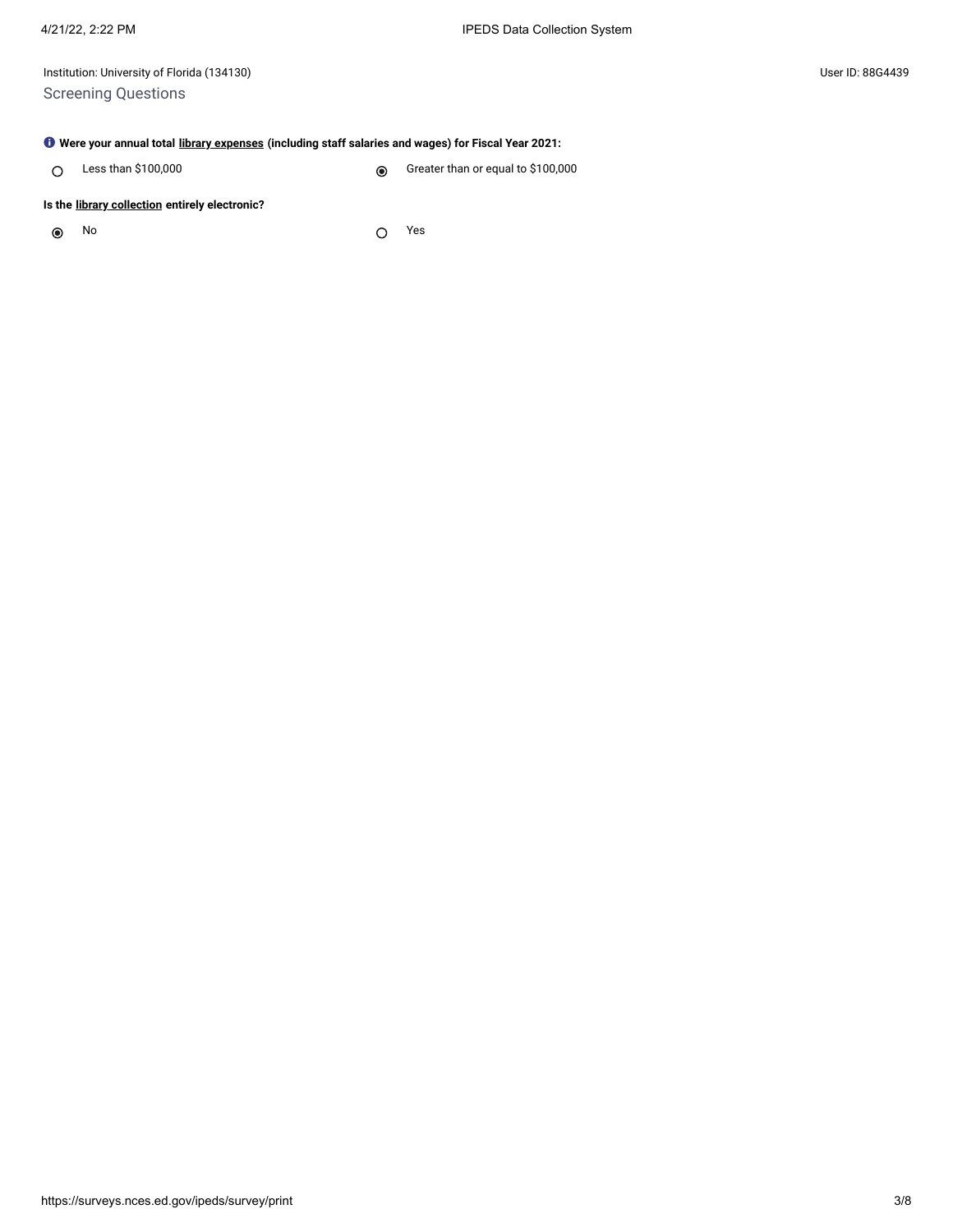Institution: University of Florida (134130)

User ID: 88G4439

## Screening Questions

**Were your annual total library expenses (including staff salaries and wages) for Fiscal Year 2021:**

- ○ Less than $100,000
- ◉ Greater than or equal to $100,000

**Is the library collection entirely electronic?**

- ◉ No
- ○ Yes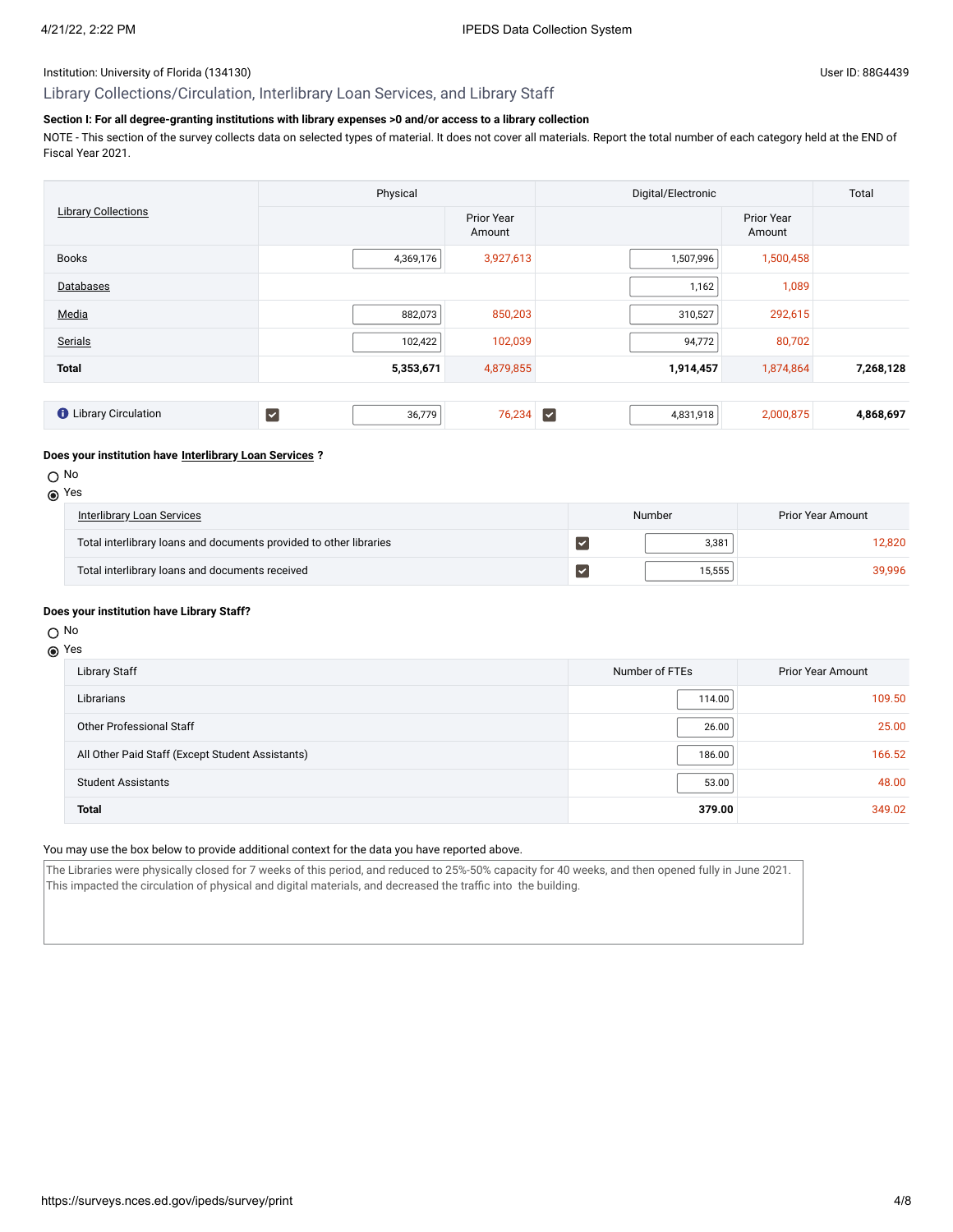Institution: University of Florida (134130)

User ID: 88G4439

## Library Collections/Circulation, Interlibrary Loan Services, and Library Staff

**Section I: For all degree-granting institutions with library expenses >0 and/or access to a library collection**

NOTE - This section of the survey collects data on selected types of material. It does not cover all materials. Report the total number of each category held at the END of Fiscal Year 2021.

| Library Collections | Physical | | Digital/Electronic | | Total |
|---|---|---|---|---|---|
| | | Prior Year Amount | | Prior Year Amount | |
| Books | 4,369,176 | 3,927,613 | 1,507,996 | 1,500,458 | |
| Databases | | | 1,162 | 1,089 | |
| Media | 882,073 | 850,203 | 310,527 | 292,615 | |
| Serials | 102,422 | 102,039 | 94,772 | 80,702 | |
| **Total** | **5,353,671** | 4,879,855 | **1,914,457** | 1,874,864 | **7,268,128** |

| | Physical | Prior Year Amount | Digital/Electronic | Prior Year Amount | Total |
|---|---|---|---|---|---|
| Library Circulation | ☑ 36,779 | 76,234 | ☑ 4,831,918 | 2,000,875 | **4,868,697** |

**Does your institution have Interlibrary Loan Services ?**

- ○ No
- ◉ Yes

| Interlibrary Loan Services | Number | Prior Year Amount |
|---|---|---|
| Total interlibrary loans and documents provided to other libraries | ☑ 3,381 | 12,820 |
| Total interlibrary loans and documents received | ☑ 15,555 | 39,996 |

**Does your institution have Library Staff?**

- ○ No
- ◉ Yes

| Library Staff | Number of FTEs | Prior Year Amount |
|---|---|---|
| Librarians | 114.00 | 109.50 |
| Other Professional Staff | 26.00 | 25.00 |
| All Other Paid Staff (Except Student Assistants) | 186.00 | 166.52 |
| Student Assistants | 53.00 | 48.00 |
| **Total** | **379.00** | 349.02 |

You may use the box below to provide additional context for the data you have reported above.

The Libraries were physically closed for 7 weeks of this period, and reduced to 25%-50% capacity for 40 weeks, and then opened fully in June 2021. This impacted the circulation of physical and digital materials, and decreased the traffic into the building.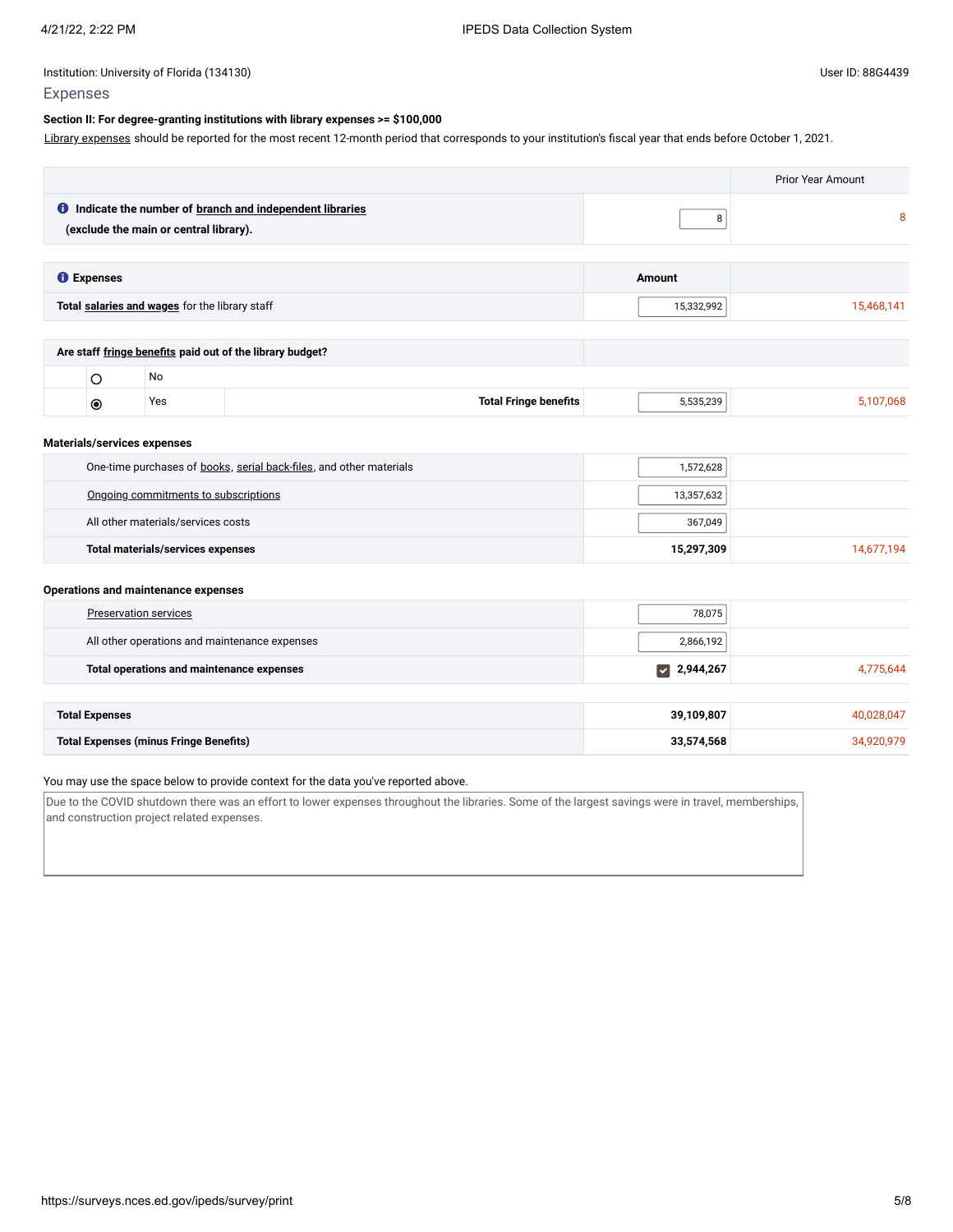Institution: University of Florida (134130)

User ID: 88G4439

## Expenses

**Section II: For degree-granting institutions with library expenses >= $100,000**

Library expenses should be reported for the most recent 12-month period that corresponds to your institution's fiscal year that ends before October 1, 2021.

| | | Prior Year Amount |
|---|---|---|
| **Indicate the number of branch and independent libraries (exclude the main or central library).** | 8 | 8 |

| **Expenses** | **Amount** | |
|---|---|---|
| **Total salaries and wages** for the library staff | 15,332,992 | 15,468,141 |

| **Are staff fringe benefits paid out of the library budget?** | | | |
|---|---|---|---|
| ○ No | | | |
| ◉ Yes | **Total Fringe benefits** | 5,535,239 | 5,107,068 |

**Materials/services expenses**

| | | |
|---|---|---|
| One-time purchases of books, serial back-files, and other materials | 1,572,628 | |
| Ongoing commitments to subscriptions | 13,357,632 | |
| All other materials/services costs | 367,049 | |
| **Total materials/services expenses** | **15,297,309** | 14,677,194 |

**Operations and maintenance expenses**

| | | |
|---|---|---|
| Preservation services | 78,075 | |
| All other operations and maintenance expenses | 2,866,192 | |
| **Total operations and maintenance expenses** | ☑ **2,944,267** | 4,775,644 |

| | | |
|---|---|---|
| **Total Expenses** | **39,109,807** | 40,028,047 |
| **Total Expenses (minus Fringe Benefits)** | **33,574,568** | 34,920,979 |

You may use the space below to provide context for the data you've reported above.

Due to the COVID shutdown there was an effort to lower expenses throughout the libraries. Some of the largest savings were in travel, memberships, and construction project related expenses.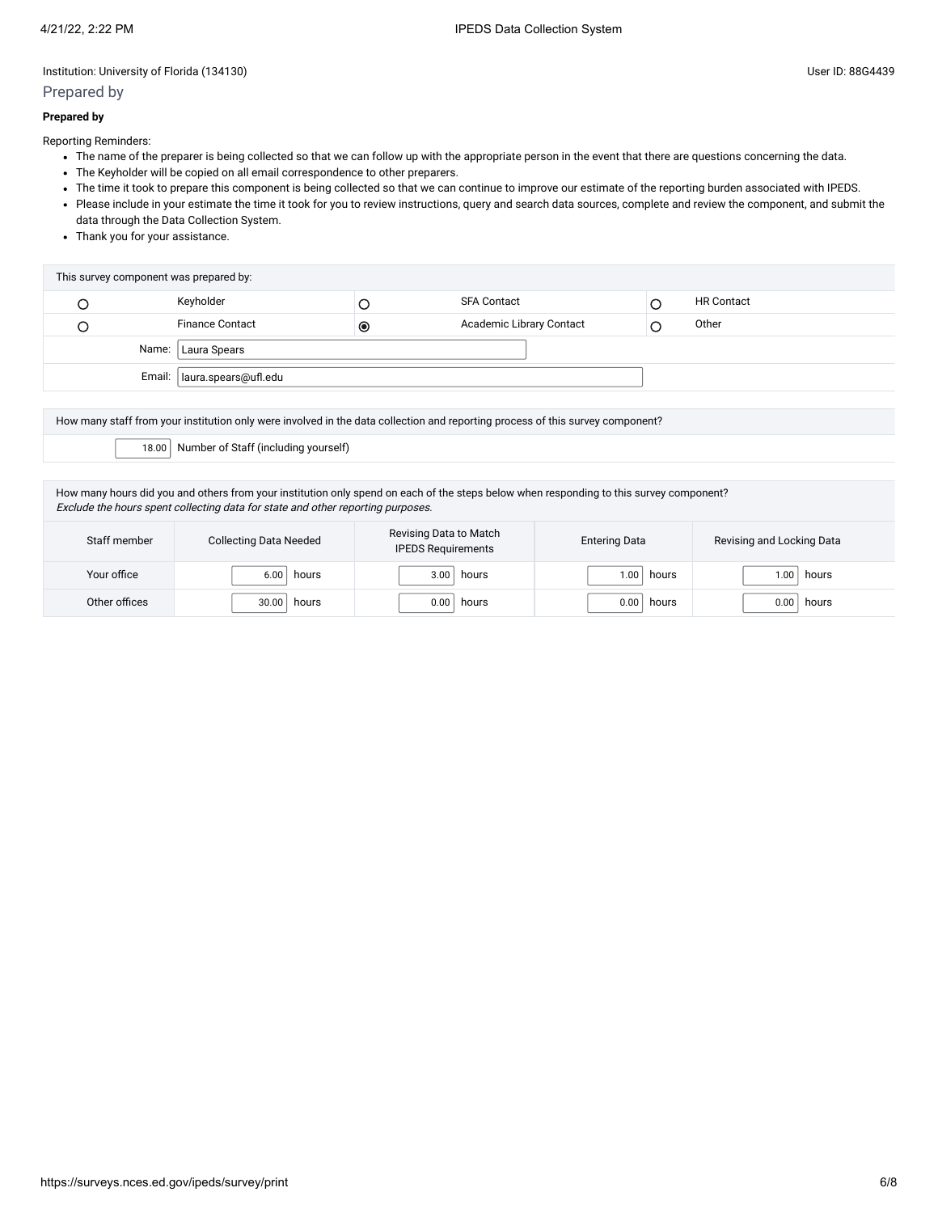Institution: University of Florida (134130)

User ID: 88G4439

## Prepared by

**Prepared by**

Reporting Reminders:

- The name of the preparer is being collected so that we can follow up with the appropriate person in the event that there are questions concerning the data.
- The Keyholder will be copied on all email correspondence to other preparers.
- The time it took to prepare this component is being collected so that we can continue to improve our estimate of the reporting burden associated with IPEDS.
- Please include in your estimate the time it took for you to review instructions, query and search data sources, complete and review the component, and submit the data through the Data Collection System.
- Thank you for your assistance.

| This survey component was prepared by: | | | | | |
|---|---|---|---|---|---|
| ○ | Keyholder | ○ | SFA Contact | ○ | HR Contact |
| ○ | Finance Contact | ◉ | Academic Library Contact | ○ | Other |
| Name: | Laura Spears | | | | |
| Email: | laura.spears@ufl.edu | | | | |

| How many staff from your institution only were involved in the data collection and reporting process of this survey component? | |
|---|---|
| 18.00 | Number of Staff (including yourself) |

How many hours did you and others from your institution only spend on each of the steps below when responding to this survey component?
*Exclude the hours spent collecting data for state and other reporting purposes.*

| Staff member | Collecting Data Needed | Revising Data to Match IPEDS Requirements | Entering Data | Revising and Locking Data |
|---|---|---|---|---|
| Your office | 6.00 hours | 3.00 hours | 1.00 hours | 1.00 hours |
| Other offices | 30.00 hours | 0.00 hours | 0.00 hours | 0.00 hours |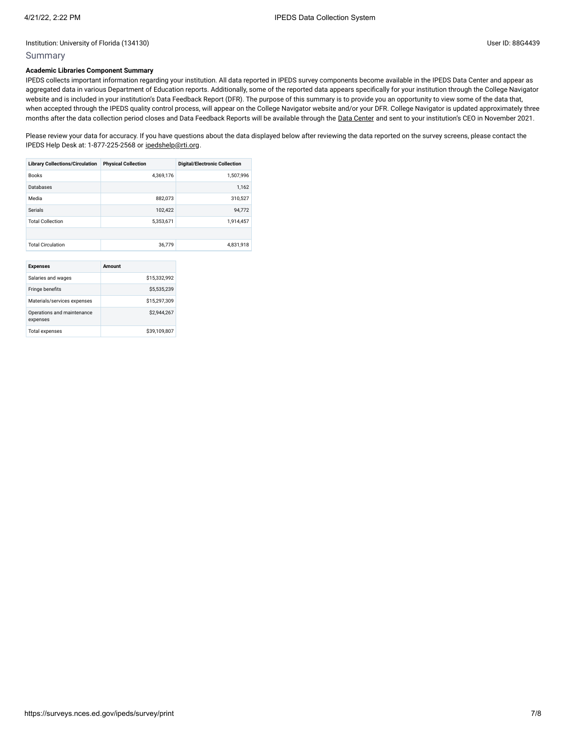Institution: University of Florida (134130)

User ID: 88G4439

## Summary

**Academic Libraries Component Summary**

IPEDS collects important information regarding your institution. All data reported in IPEDS survey components become available in the IPEDS Data Center and appear as aggregated data in various Department of Education reports. Additionally, some of the reported data appears specifically for your institution through the College Navigator website and is included in your institution's Data Feedback Report (DFR). The purpose of this summary is to provide you an opportunity to view some of the data that, when accepted through the IPEDS quality control process, will appear on the College Navigator website and/or your DFR. College Navigator is updated approximately three months after the data collection period closes and Data Feedback Reports will be available through the Data Center and sent to your institution's CEO in November 2021.

Please review your data for accuracy. If you have questions about the data displayed below after reviewing the data reported on the survey screens, please contact the IPEDS Help Desk at: 1-877-225-2568 or ipedshelp@rti.org.

| Library Collections/Circulation | Physical Collection | Digital/Electronic Collection |
|---|---|---|
| Books | 4,369,176 | 1,507,996 |
| Databases | | 1,162 |
| Media | 882,073 | 310,527 |
| Serials | 102,422 | 94,772 |
| Total Collection | 5,353,671 | 1,914,457 |
| | | |
| Total Circulation | 36,779 | 4,831,918 |

| Expenses | Amount |
|---|---|
| Salaries and wages | $15,332,992 |
| Fringe benefits | $5,535,239 |
| Materials/services expenses | $15,297,309 |
| Operations and maintenance expenses | $2,944,267 |
| Total expenses | $39,109,807 |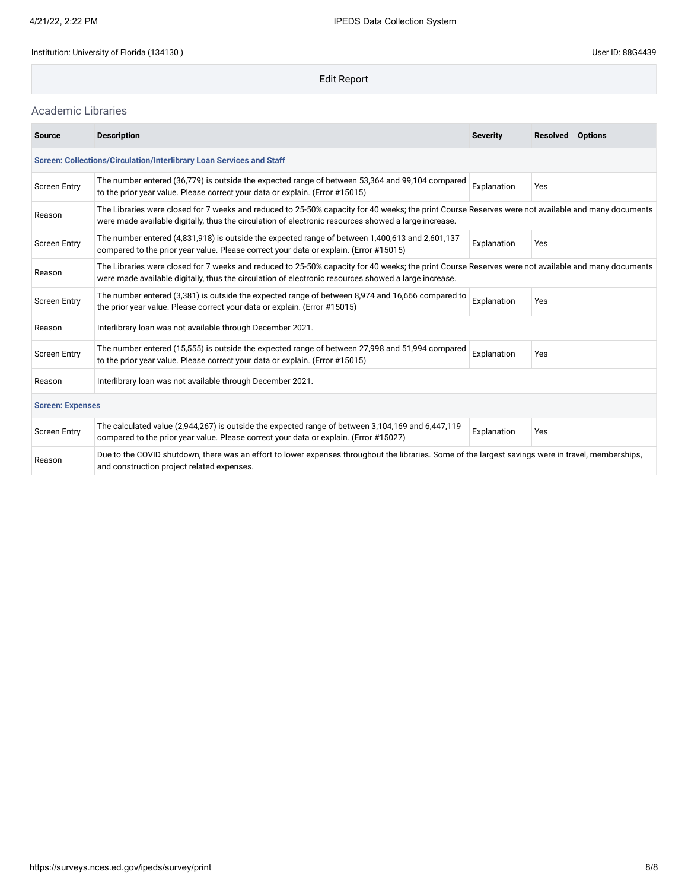Institution: University of Florida (134130 ) User ID: 88G4439

Edit Report

## Academic Libraries

| Source | Description | Severity | Resolved | Options |
| --- | --- | --- | --- | --- |
| **Screen: Collections/Circulation/Interlibrary Loan Services and Staff** | | | | |
| Screen Entry | The number entered (36,779) is outside the expected range of between 53,364 and 99,104 compared to the prior year value. Please correct your data or explain. (Error #15015) | Explanation | Yes | |
| Reason | The Libraries were closed for 7 weeks and reduced to 25-50% capacity for 40 weeks; the print Course Reserves were not available and many documents were made available digitally, thus the circulation of electronic resources showed a large increase. | | | |
| Screen Entry | The number entered (4,831,918) is outside the expected range of between 1,400,613 and 2,601,137 compared to the prior year value. Please correct your data or explain. (Error #15015) | Explanation | Yes | |
| Reason | The Libraries were closed for 7 weeks and reduced to 25-50% capacity for 40 weeks; the print Course Reserves were not available and many documents were made available digitally, thus the circulation of electronic resources showed a large increase. | | | |
| Screen Entry | The number entered (3,381) is outside the expected range of between 8,974 and 16,666 compared to the prior year value. Please correct your data or explain. (Error #15015) | Explanation | Yes | |
| Reason | Interlibrary loan was not available through December 2021. | | | |
| Screen Entry | The number entered (15,555) is outside the expected range of between 27,998 and 51,994 compared to the prior year value. Please correct your data or explain. (Error #15015) | Explanation | Yes | |
| Reason | Interlibrary loan was not available through December 2021. | | | |
| **Screen: Expenses** | | | | |
| Screen Entry | The calculated value (2,944,267) is outside the expected range of between 3,104,169 and 6,447,119 compared to the prior year value. Please correct your data or explain. (Error #15027) | Explanation | Yes | |
| Reason | Due to the COVID shutdown, there was an effort to lower expenses throughout the libraries. Some of the largest savings were in travel, memberships, and construction project related expenses. | | | |